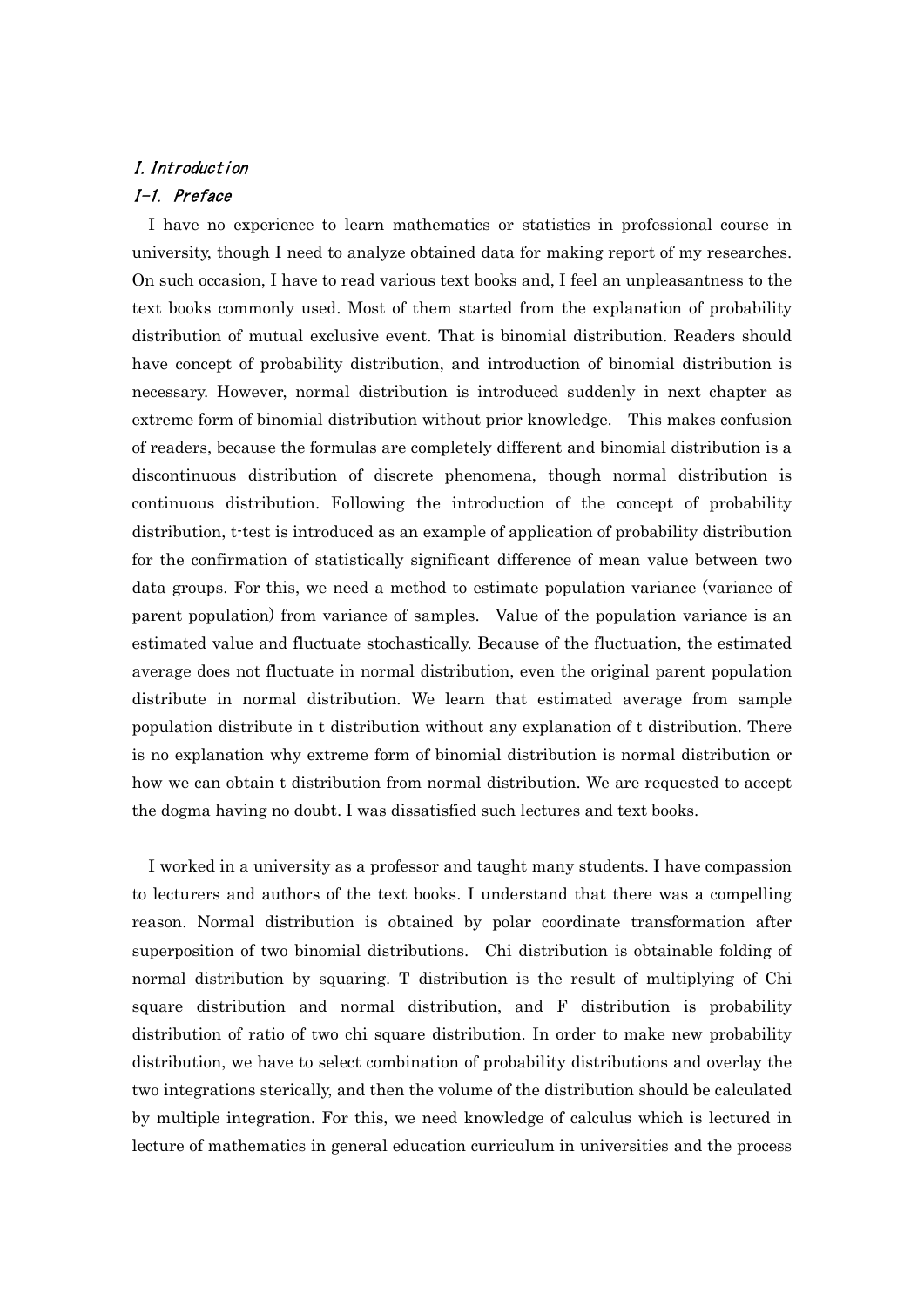# I. Introduction

## I-1. Preface

I have no experience to learn mathematics or statistics in professional course in university, though I need to analyze obtained data for making report of my researches. On such occasion, I have to read various text books and, I feel an unpleasantness to the text books commonly used. Most of them started from the explanation of probability distribution of mutual exclusive event. That is binomial distribution. Readers should have concept of probability distribution, and introduction of binomial distribution is necessary. However, normal distribution is introduced suddenly in next chapter as extreme form of binomial distribution without prior knowledge. This makes confusion of readers, because the formulas are completely different and binomial distribution is a discontinuous distribution of discrete phenomena, though normal distribution is continuous distribution. Following the introduction of the concept of probability distribution, t-test is introduced as an example of application of probability distribution for the confirmation of statistically significant difference of mean value between two data groups. For this, we need a method to estimate population variance (variance of parent population) from variance of samples. Value of the population variance is an estimated value and fluctuate stochastically. Because of the fluctuation, the estimated average does not fluctuate in normal distribution, even the original parent population distribute in normal distribution. We learn that estimated average from sample population distribute in t distribution without any explanation of t distribution. There is no explanation why extreme form of binomial distribution is normal distribution or how we can obtain t distribution from normal distribution. We are requested to accept the dogma having no doubt. I was dissatisfied such lectures and text books.

I worked in a university as a professor and taught many students. I have compassion to lecturers and authors of the text books. I understand that there was a compelling reason. Normal distribution is obtained by polar coordinate transformation after superposition of two binomial distributions. Chi distribution is obtainable folding of normal distribution by squaring. T distribution is the result of multiplying of Chi square distribution and normal distribution, and F distribution is probability distribution of ratio of two chi square distribution. In order to make new probability distribution, we have to select combination of probability distributions and overlay the two integrations sterically, and then the volume of the distribution should be calculated by multiple integration. For this, we need knowledge of calculus which is lectured in lecture of mathematics in general education curriculum in universities and the process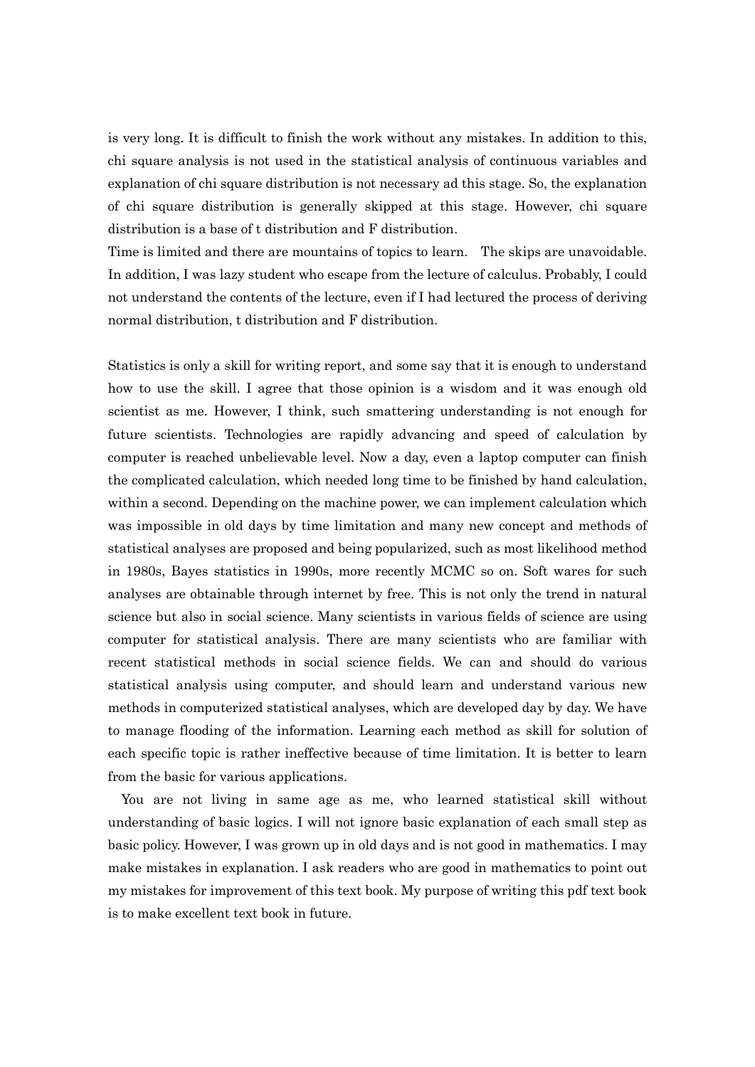is very long. It is difficult to finish the work without any mistakes. In addition to this, chi square analysis is not used in the statistical analysis of continuous variables and explanation of chi square distribution is not necessary ad this stage. So, the explanation of chi square distribution is generally skipped at this stage. However, chi square distribution is a base of t distribution and F distribution.

Time is limited and there are mountains of topics to learn. The skips are unavoidable. In addition, I was lazy student who escape from the lecture of calculus. Probably, I could not understand the contents of the lecture, even if I had lectured the process of deriving normal distribution, t distribution and F distribution.

Statistics is only a skill for writing report, and some say that it is enough to understand how to use the skill. I agree that those opinion is a wisdom and it was enough old scientist as me. However, I think, such smattering understanding is not enough for future scientists. Technologies are rapidly advancing and speed of calculation by computer is reached unbelievable level. Now a day, even a laptop computer can finish the complicated calculation, which needed long time to be finished by hand calculation, within a second. Depending on the machine power, we can implement calculation which was impossible in old days by time limitation and many new concept and methods of statistical analyses are proposed and being popularized, such as most likelihood method in 1980s, Bayes statistics in 1990s, more recently MCMC so on. Soft wares for such analyses are obtainable through internet by free. This is not only the trend in natural science but also in social science. Many scientists in various fields of science are using computer for statistical analysis. There are many scientists who are familiar with recent statistical methods in social science fields. We can and should do various statistical analysis using computer, and should learn and understand various new methods in computerized statistical analyses, which are developed day by day. We have to manage flooding of the information. Learning each method as skill for solution of each specific topic is rather ineffective because of time limitation. It is better to learn from the basic for various applications.

You are not living in same age as me, who learned statistical skill without understanding of basic logics. I will not ignore basic explanation of each small step as basic policy. However, I was grown up in old days and is not good in mathematics. I may make mistakes in explanation. I ask readers who are good in mathematics to point out my mistakes for improvement of this text book. My purpose of writing this pdf text book is to make excellent text book in future.